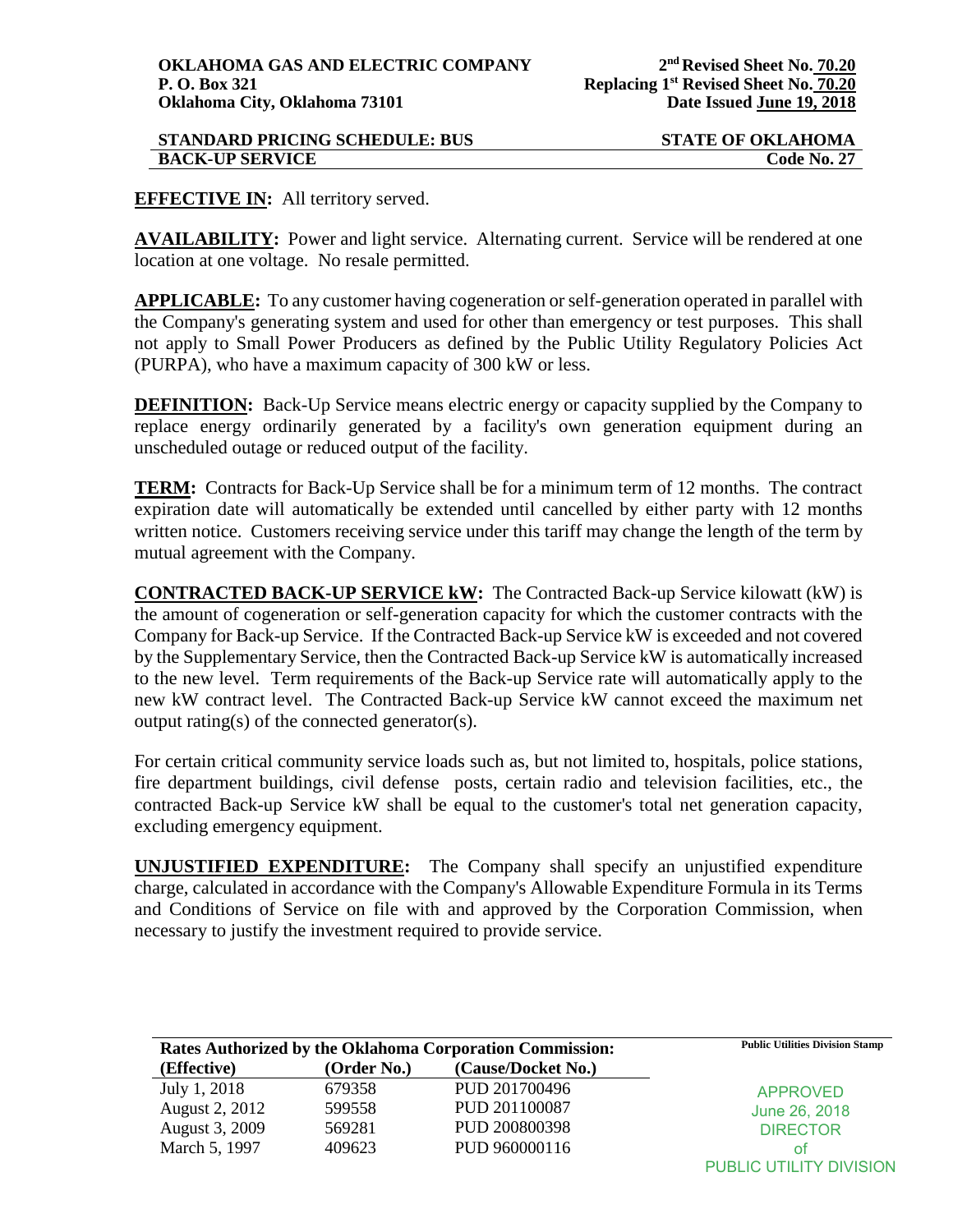**OKLAHOMA GAS AND ELECTRIC COMPANY**
**P. O. Box 321**
**Oklahoma City, Oklahoma 73101**

**2nd Revised Sheet No. 70.20**
**Replacing 1st Revised Sheet No. 70.20**
**Date Issued June 19, 2018**

**STANDARD PRICING SCHEDULE: BUS** — **STATE OF OKLAHOMA**
**BACK-UP SERVICE** — **Code No. 27**

**EFFECTIVE IN:** All territory served.

**AVAILABILITY:** Power and light service. Alternating current. Service will be rendered at one location at one voltage. No resale permitted.

**APPLICABLE:** To any customer having cogeneration or self-generation operated in parallel with the Company's generating system and used for other than emergency or test purposes. This shall not apply to Small Power Producers as defined by the Public Utility Regulatory Policies Act (PURPA), who have a maximum capacity of 300 kW or less.

**DEFINITION:** Back-Up Service means electric energy or capacity supplied by the Company to replace energy ordinarily generated by a facility's own generation equipment during an unscheduled outage or reduced output of the facility.

**TERM:** Contracts for Back-Up Service shall be for a minimum term of 12 months. The contract expiration date will automatically be extended until cancelled by either party with 12 months written notice. Customers receiving service under this tariff may change the length of the term by mutual agreement with the Company.

**CONTRACTED BACK-UP SERVICE kW:** The Contracted Back-up Service kilowatt (kW) is the amount of cogeneration or self-generation capacity for which the customer contracts with the Company for Back-up Service. If the Contracted Back-up Service kW is exceeded and not covered by the Supplementary Service, then the Contracted Back-up Service kW is automatically increased to the new level. Term requirements of the Back-up Service rate will automatically apply to the new kW contract level. The Contracted Back-up Service kW cannot exceed the maximum net output rating(s) of the connected generator(s).

For certain critical community service loads such as, but not limited to, hospitals, police stations, fire department buildings, civil defense posts, certain radio and television facilities, etc., the contracted Back-up Service kW shall be equal to the customer's total net generation capacity, excluding emergency equipment.

**UNJUSTIFIED EXPENDITURE:** The Company shall specify an unjustified expenditure charge, calculated in accordance with the Company's Allowable Expenditure Formula in its Terms and Conditions of Service on file with and approved by the Corporation Commission, when necessary to justify the investment required to provide service.

**Rates Authorized by the Oklahoma Corporation Commission:**

| (Effective) | (Order No.) | (Cause/Docket No.) |
|---|---|---|
| July 1, 2018 | 679358 | PUD 201700496 |
| August 2, 2012 | 599558 | PUD 201100087 |
| August 3, 2009 | 569281 | PUD 200800398 |
| March 5, 1997 | 409623 | PUD 960000116 |

**Public Utilities Division Stamp**

APPROVED
June 26, 2018
DIRECTOR
of
PUBLIC UTILITY DIVISION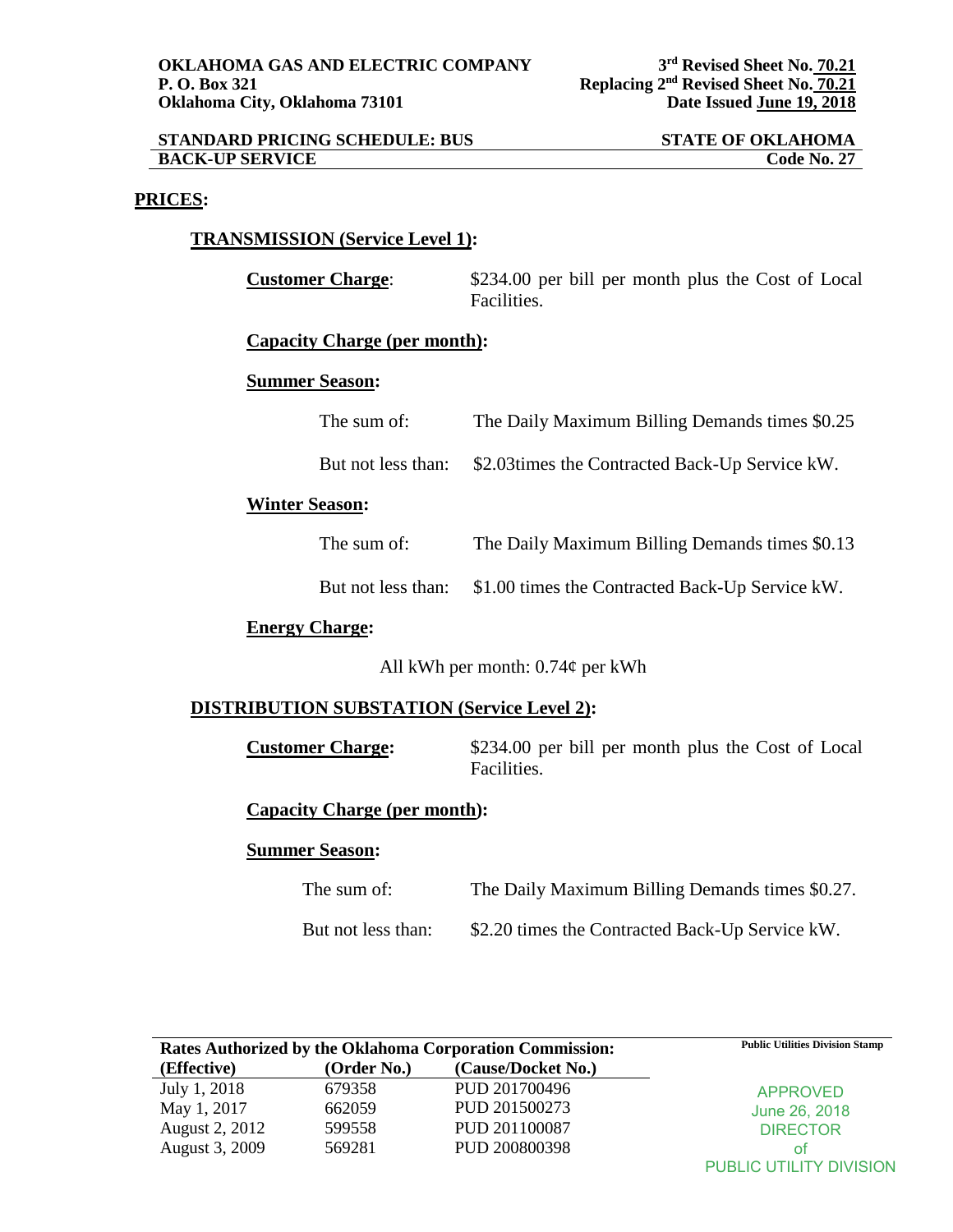**OKLAHOMA GAS AND ELECTRIC COMPANY**
**P. O. Box 321**
**Oklahoma City, Oklahoma 73101**

**3rd Revised Sheet No. 70.21**
**Replacing 2nd Revised Sheet No. 70.21**
**Date Issued June 19, 2018**

**STANDARD PRICING SCHEDULE: BUS BACK-UP SERVICE**

**STATE OF OKLAHOMA**
**Code No. 27**

## PRICES:

### TRANSMISSION (Service Level 1):

**Customer Charge**: $234.00 per bill per month plus the Cost of Local Facilities.

**Capacity Charge (per month):**

**Summer Season:**

The sum of: The Daily Maximum Billing Demands times $0.25

But not less than: $2.03times the Contracted Back-Up Service kW.

**Winter Season:**

The sum of: The Daily Maximum Billing Demands times $0.13

But not less than: $1.00 times the Contracted Back-Up Service kW.

**Energy Charge:**

All kWh per month: 0.74¢ per kWh

### DISTRIBUTION SUBSTATION (Service Level 2):

**Customer Charge:** $234.00 per bill per month plus the Cost of Local Facilities.

**Capacity Charge (per month):**

**Summer Season:**

The sum of: The Daily Maximum Billing Demands times $0.27.

But not less than: $2.20 times the Contracted Back-Up Service kW.

**Rates Authorized by the Oklahoma Corporation Commission:**

| (Effective) | (Order No.) | (Cause/Docket No.) |
|---|---|---|
| July 1, 2018 | 679358 | PUD 201700496 |
| May 1, 2017 | 662059 | PUD 201500273 |
| August 2, 2012 | 599558 | PUD 201100087 |
| August 3, 2009 | 569281 | PUD 200800398 |

**Public Utilities Division Stamp**

APPROVED
June 26, 2018
DIRECTOR
of
PUBLIC UTILITY DIVISION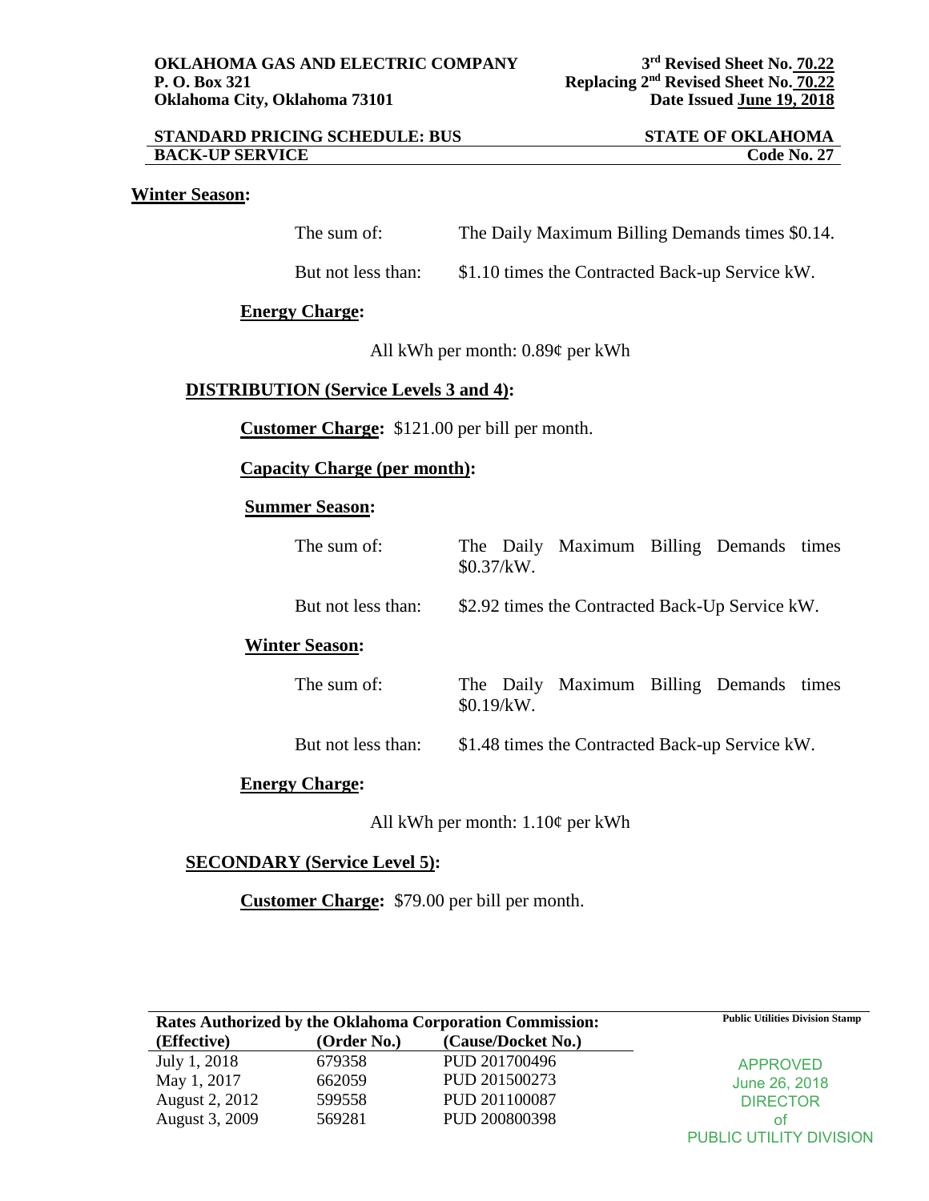**Winter Season:**

The sum of: The Daily Maximum Billing Demands times \$0.14.

But not less than: \$1.10 times the Contracted Back-up Service kW.

**Energy Charge:**

All kWh per month: 0.89¢ per kWh

**DISTRIBUTION (Service Levels 3 and 4):**

**Customer Charge:** \$121.00 per bill per month.

**Capacity Charge (per month):**

**Summer Season:**

The sum of: The Daily Maximum Billing Demands times \$0.37/kW.

But not less than: \$2.92 times the Contracted Back-Up Service kW.

**Winter Season:**

The sum of: The Daily Maximum Billing Demands times \$0.19/kW.

But not less than: \$1.48 times the Contracted Back-up Service kW.

**Energy Charge:**

All kWh per month: 1.10¢ per kWh

**SECONDARY (Service Level 5):**

**Customer Charge:** \$79.00 per bill per month.

**Rates Authorized by the Oklahoma Corporation Commission:**

| (Effective) | (Order No.) | (Cause/Docket No.) |
|---|---|---|
| July 1, 2018 | 679358 | PUD 201700496 |
| May 1, 2017 | 662059 | PUD 201500273 |
| August 2, 2012 | 599558 | PUD 201100087 |
| August 3, 2009 | 569281 | PUD 200800398 |

Public Utilities Division Stamp

APPROVED
June 26, 2018
DIRECTOR
of
PUBLIC UTILITY DIVISION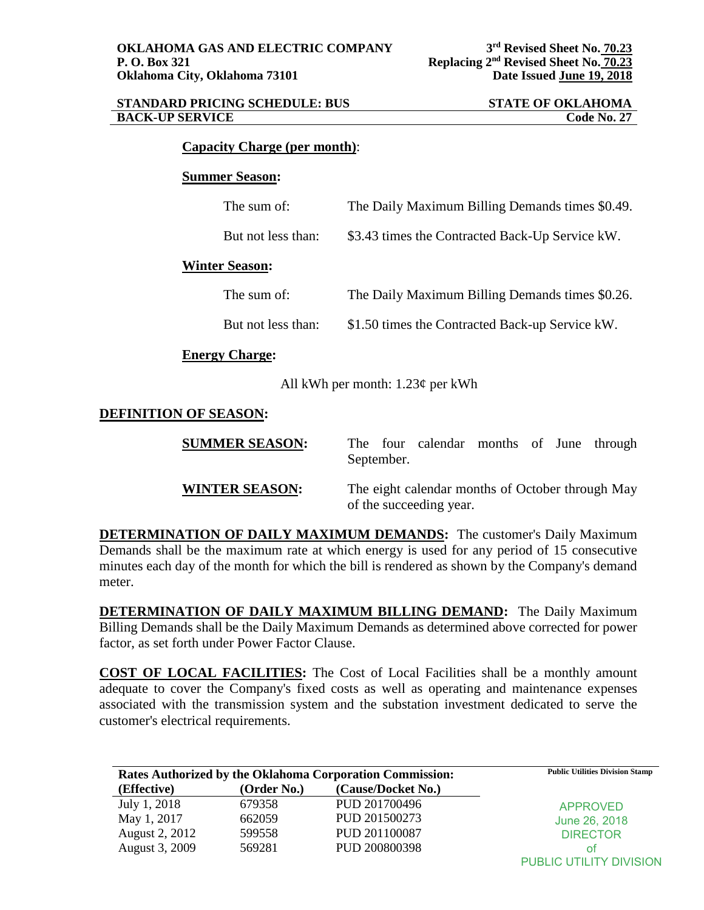**OKLAHOMA GAS AND ELECTRIC COMPANY**
**P. O. Box 321**
**Oklahoma City, Oklahoma 73101**

**3rd Revised Sheet No. 70.23**
**Replacing 2nd Revised Sheet No. 70.23**
**Date Issued June 19, 2018**

**STANDARD PRICING SCHEDULE: BUS BACK-UP SERVICE**

**STATE OF OKLAHOMA**
**Code No. 27**

**Capacity Charge (per month)**:

**Summer Season:**

| | |
|---|---|
| The sum of: | The Daily Maximum Billing Demands times \$0.49. |
| But not less than: | \$3.43 times the Contracted Back-Up Service kW. |

**Winter Season:**

| | |
|---|---|
| The sum of: | The Daily Maximum Billing Demands times \$0.26. |
| But not less than: | \$1.50 times the Contracted Back-up Service kW. |

**Energy Charge:**

All kWh per month: 1.23¢ per kWh

**DEFINITION OF SEASON:**

**SUMMER SEASON:** The four calendar months of June through September.

**WINTER SEASON:** The eight calendar months of October through May of the succeeding year.

**DETERMINATION OF DAILY MAXIMUM DEMANDS:** The customer's Daily Maximum Demands shall be the maximum rate at which energy is used for any period of 15 consecutive minutes each day of the month for which the bill is rendered as shown by the Company's demand meter.

**DETERMINATION OF DAILY MAXIMUM BILLING DEMAND:** The Daily Maximum Billing Demands shall be the Daily Maximum Demands as determined above corrected for power factor, as set forth under Power Factor Clause.

**COST OF LOCAL FACILITIES:** The Cost of Local Facilities shall be a monthly amount adequate to cover the Company's fixed costs as well as operating and maintenance expenses associated with the transmission system and the substation investment dedicated to serve the customer's electrical requirements.

**Rates Authorized by the Oklahoma Corporation Commission:**

| (Effective) | (Order No.) | (Cause/Docket No.) |
|---|---|---|
| July 1, 2018 | 679358 | PUD 201700496 |
| May 1, 2017 | 662059 | PUD 201500273 |
| August 2, 2012 | 599558 | PUD 201100087 |
| August 3, 2009 | 569281 | PUD 200800398 |

**Public Utilities Division Stamp**

APPROVED
June 26, 2018
DIRECTOR
of
PUBLIC UTILITY DIVISION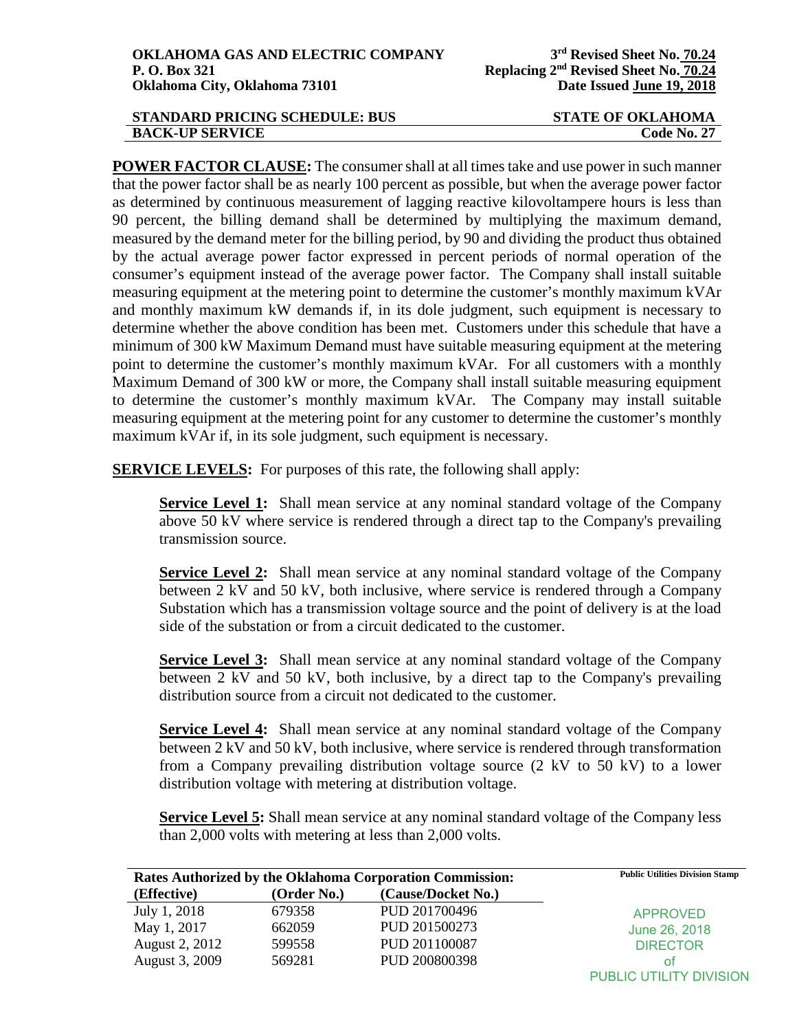**OKLAHOMA GAS AND ELECTRIC COMPANY**
**P. O. Box 321**
**Oklahoma City, Oklahoma 73101**

**3rd Revised Sheet No. 70.24**
**Replacing 2nd Revised Sheet No. 70.24**
**Date Issued June 19, 2018**

**STANDARD PRICING SCHEDULE: BUS BACK-UP SERVICE** — **STATE OF OKLAHOMA Code No. 27**

**POWER FACTOR CLAUSE:** The consumer shall at all times take and use power in such manner that the power factor shall be as nearly 100 percent as possible, but when the average power factor as determined by continuous measurement of lagging reactive kilovoltampere hours is less than 90 percent, the billing demand shall be determined by multiplying the maximum demand, measured by the demand meter for the billing period, by 90 and dividing the product thus obtained by the actual average power factor expressed in percent periods of normal operation of the consumer's equipment instead of the average power factor. The Company shall install suitable measuring equipment at the metering point to determine the customer's monthly maximum kVAr and monthly maximum kW demands if, in its dole judgment, such equipment is necessary to determine whether the above condition has been met. Customers under this schedule that have a minimum of 300 kW Maximum Demand must have suitable measuring equipment at the metering point to determine the customer's monthly maximum kVAr. For all customers with a monthly Maximum Demand of 300 kW or more, the Company shall install suitable measuring equipment to determine the customer's monthly maximum kVAr. The Company may install suitable measuring equipment at the metering point for any customer to determine the customer's monthly maximum kVAr if, in its sole judgment, such equipment is necessary.

**SERVICE LEVELS:** For purposes of this rate, the following shall apply:

**Service Level 1:** Shall mean service at any nominal standard voltage of the Company above 50 kV where service is rendered through a direct tap to the Company's prevailing transmission source.

**Service Level 2:** Shall mean service at any nominal standard voltage of the Company between 2 kV and 50 kV, both inclusive, where service is rendered through a Company Substation which has a transmission voltage source and the point of delivery is at the load side of the substation or from a circuit dedicated to the customer.

**Service Level 3:** Shall mean service at any nominal standard voltage of the Company between 2 kV and 50 kV, both inclusive, by a direct tap to the Company's prevailing distribution source from a circuit not dedicated to the customer.

**Service Level 4:** Shall mean service at any nominal standard voltage of the Company between 2 kV and 50 kV, both inclusive, where service is rendered through transformation from a Company prevailing distribution voltage source (2 kV to 50 kV) to a lower distribution voltage with metering at distribution voltage.

**Service Level 5:** Shall mean service at any nominal standard voltage of the Company less than 2,000 volts with metering at less than 2,000 volts.

**Rates Authorized by the Oklahoma Corporation Commission:**

| (Effective) | (Order No.) | (Cause/Docket No.) |
|---|---|---|
| July 1, 2018 | 679358 | PUD 201700496 |
| May 1, 2017 | 662059 | PUD 201500273 |
| August 2, 2012 | 599558 | PUD 201100087 |
| August 3, 2009 | 569281 | PUD 200800398 |

**Public Utilities Division Stamp**

APPROVED
June 26, 2018
DIRECTOR
of
PUBLIC UTILITY DIVISION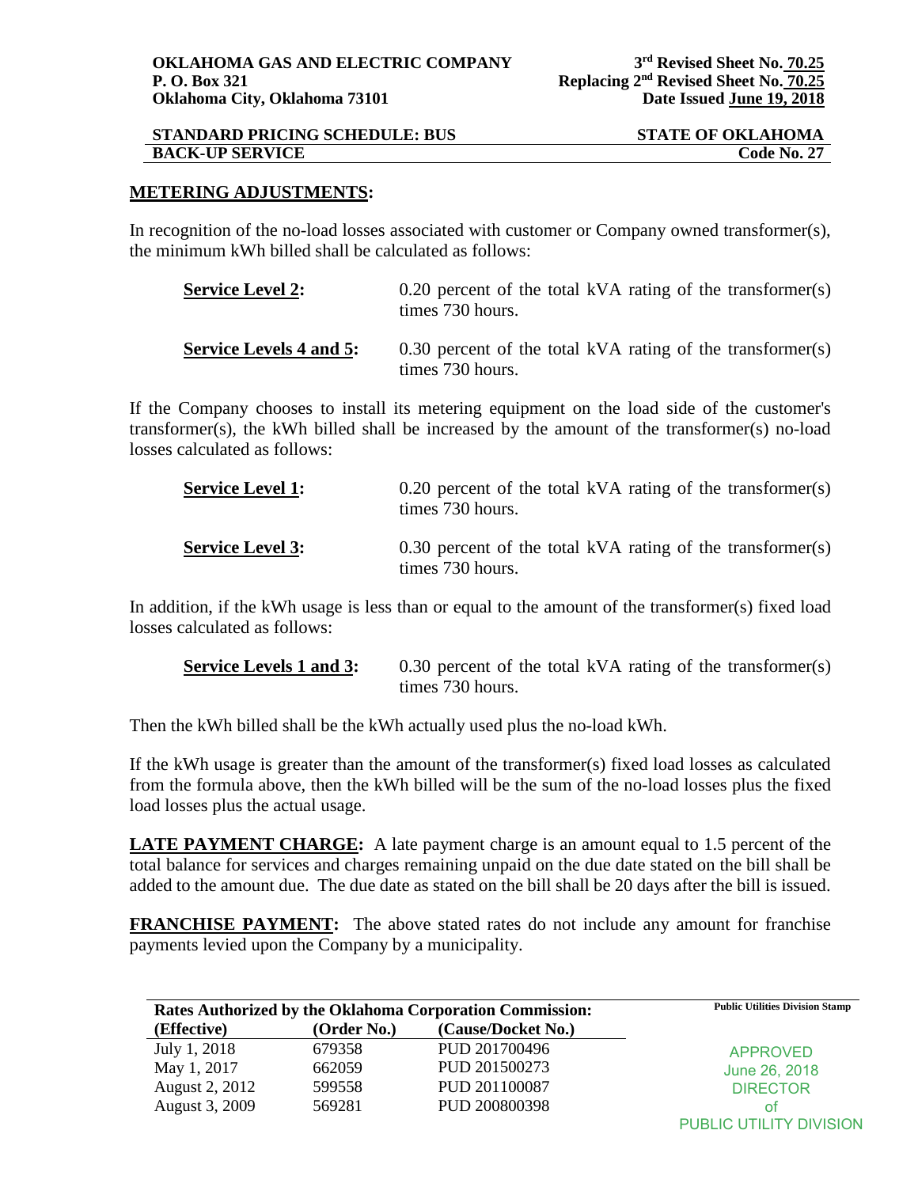**OKLAHOMA GAS AND ELECTRIC COMPANY**
**P. O. Box 321**
**Oklahoma City, Oklahoma 73101**

**3rd Revised Sheet No. 70.25**
**Replacing 2nd Revised Sheet No. 70.25**
**Date Issued June 19, 2018**

**STANDARD PRICING SCHEDULE: BUS** **STATE OF OKLAHOMA**
**BACK-UP SERVICE** **Code No. 27**

## METERING ADJUSTMENTS:

In recognition of the no-load losses associated with customer or Company owned transformer(s), the minimum kWh billed shall be calculated as follows:

**Service Level 2:** 0.20 percent of the total kVA rating of the transformer(s) times 730 hours.

**Service Levels 4 and 5:** 0.30 percent of the total kVA rating of the transformer(s) times 730 hours.

If the Company chooses to install its metering equipment on the load side of the customer's transformer(s), the kWh billed shall be increased by the amount of the transformer(s) no-load losses calculated as follows:

**Service Level 1:** 0.20 percent of the total kVA rating of the transformer(s) times 730 hours.

**Service Level 3:** 0.30 percent of the total kVA rating of the transformer(s) times 730 hours.

In addition, if the kWh usage is less than or equal to the amount of the transformer(s) fixed load losses calculated as follows:

**Service Levels 1 and 3:** 0.30 percent of the total kVA rating of the transformer(s) times 730 hours.

Then the kWh billed shall be the kWh actually used plus the no-load kWh.

If the kWh usage is greater than the amount of the transformer(s) fixed load losses as calculated from the formula above, then the kWh billed will be the sum of the no-load losses plus the fixed load losses plus the actual usage.

**LATE PAYMENT CHARGE:** A late payment charge is an amount equal to 1.5 percent of the total balance for services and charges remaining unpaid on the due date stated on the bill shall be added to the amount due. The due date as stated on the bill shall be 20 days after the bill is issued.

**FRANCHISE PAYMENT:** The above stated rates do not include any amount for franchise payments levied upon the Company by a municipality.

**Rates Authorized by the Oklahoma Corporation Commission:**

| (Effective) | (Order No.) | (Cause/Docket No.) |
|---|---|---|
| July 1, 2018 | 679358 | PUD 201700496 |
| May 1, 2017 | 662059 | PUD 201500273 |
| August 2, 2012 | 599558 | PUD 201100087 |
| August 3, 2009 | 569281 | PUD 200800398 |

Public Utilities Division Stamp

APPROVED
June 26, 2018
DIRECTOR
of
PUBLIC UTILITY DIVISION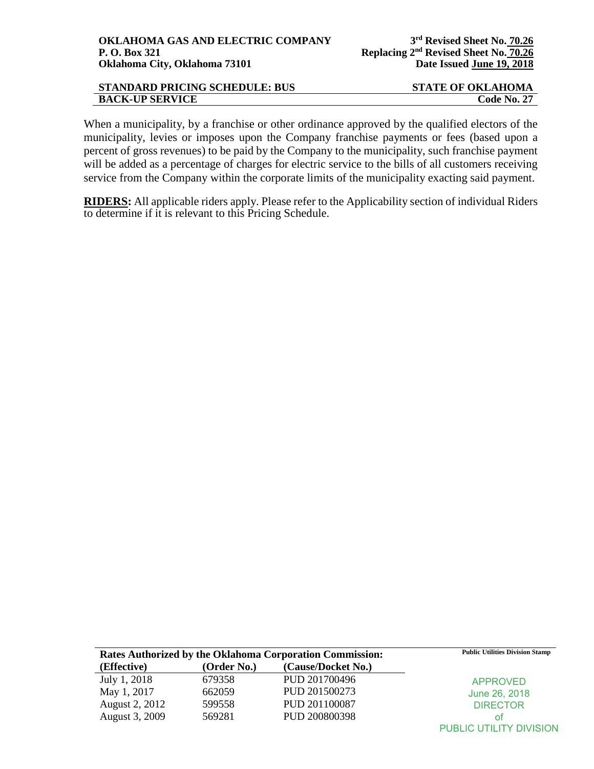When a municipality, by a franchise or other ordinance approved by the qualified electors of the municipality, levies or imposes upon the Company franchise payments or fees (based upon a percent of gross revenues) to be paid by the Company to the municipality, such franchise payment will be added as a percentage of charges for electric service to the bills of all customers receiving service from the Company within the corporate limits of the municipality exacting said payment.

**RIDERS:** All applicable riders apply. Please refer to the Applicability section of individual Riders to determine if it is relevant to this Pricing Schedule.

**Rates Authorized by the Oklahoma Corporation Commission:**

| (Effective) | (Order No.) | (Cause/Docket No.) |
|---|---|---|
| July 1, 2018 | 679358 | PUD 201700496 |
| May 1, 2017 | 662059 | PUD 201500273 |
| August 2, 2012 | 599558 | PUD 201100087 |
| August 3, 2009 | 569281 | PUD 200800398 |

**Public Utilities Division Stamp**

APPROVED
June 26, 2018
DIRECTOR
of
PUBLIC UTILITY DIVISION